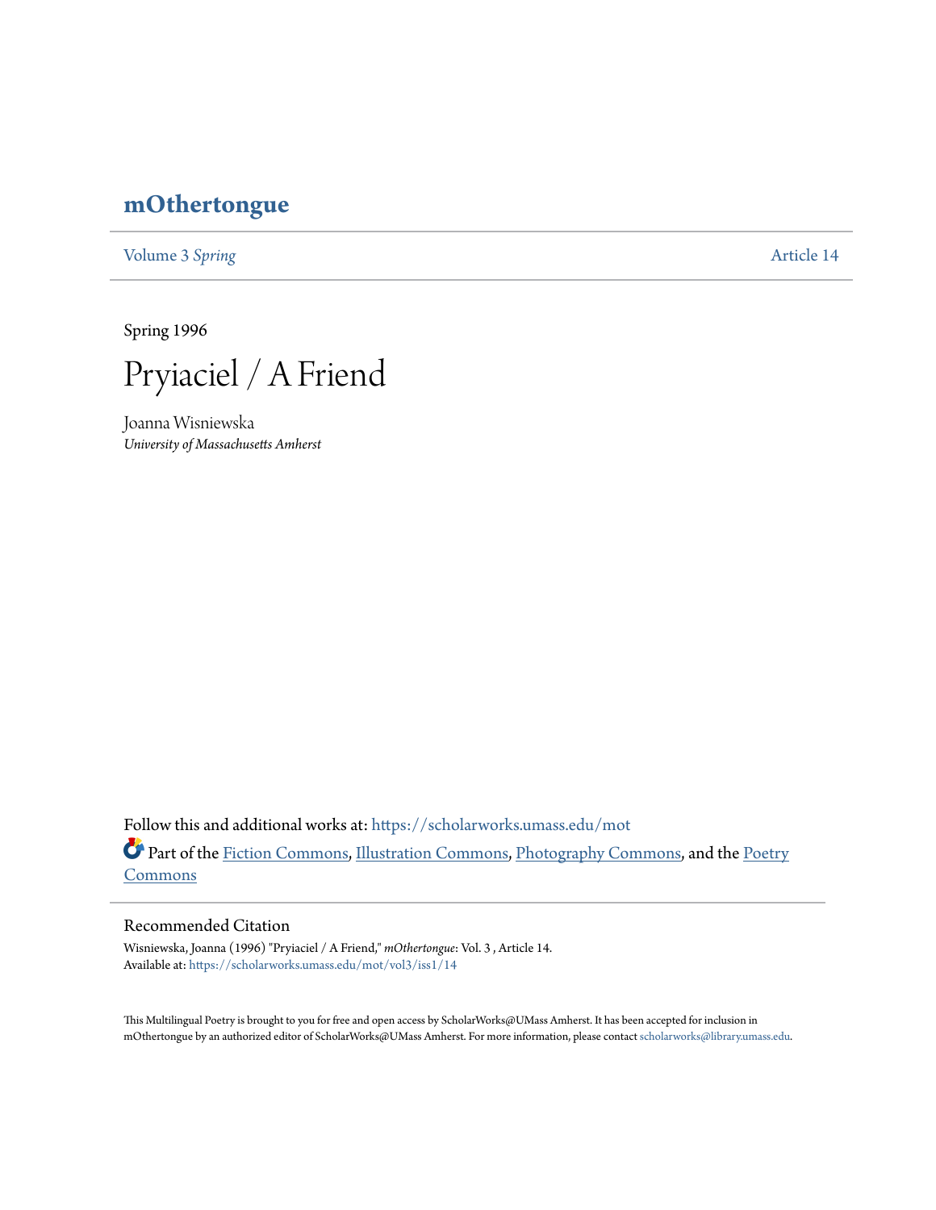# mOthertongue

Volume 3 *Spring* | Article 14

Spring 1996

# Pryiaciel / A Friend

Joanna Wisniewska
*University of Massachusetts Amherst*

Follow this and additional works at: https://scholarworks.umass.edu/mot

Part of the Fiction Commons, Illustration Commons, Photography Commons, and the Poetry Commons

## Recommended Citation

Wisniewska, Joanna (1996) "Pryiaciel / A Friend," *mOthertongue*: Vol. 3 , Article 14.
Available at: https://scholarworks.umass.edu/mot/vol3/iss1/14

This Multilingual Poetry is brought to you for free and open access by ScholarWorks@UMass Amherst. It has been accepted for inclusion in mOthertongue by an authorized editor of ScholarWorks@UMass Amherst. For more information, please contact scholarworks@library.umass.edu.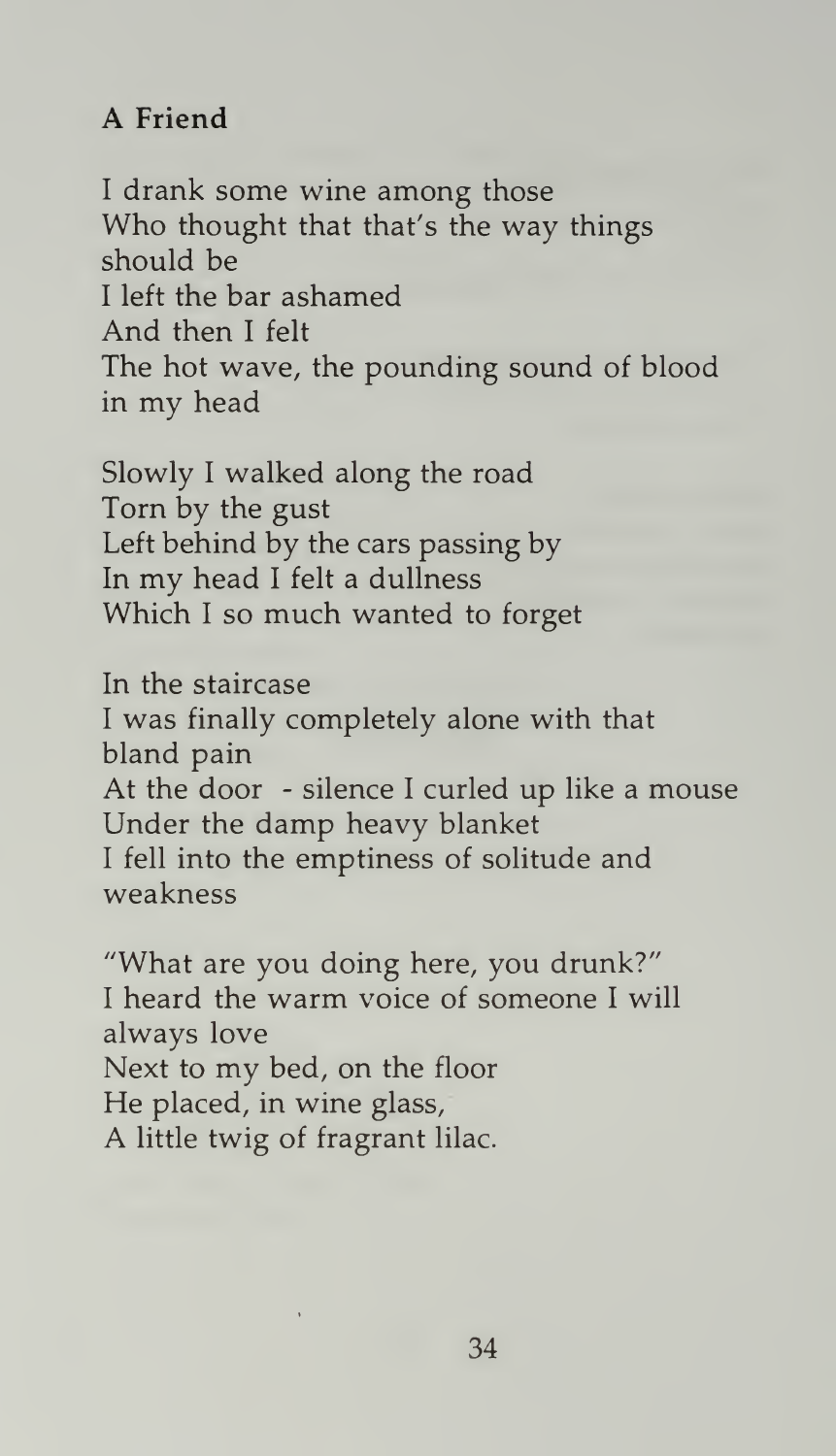**A Friend**

I drank some wine among those
Who thought that that's the way things should be
I left the bar ashamed
And then I felt
The hot wave, the pounding sound of blood in my head

Slowly I walked along the road
Torn by the gust
Left behind by the cars passing by
In my head I felt a dullness
Which I so much wanted to forget

In the staircase
I was finally completely alone with that bland pain
At the door - silence I curled up like a mouse
Under the damp heavy blanket
I fell into the emptiness of solitude and weakness

"What are you doing here, you drunk?"
I heard the warm voice of someone I will always love
Next to my bed, on the floor
He placed, in wine glass,
A little twig of fragrant lilac.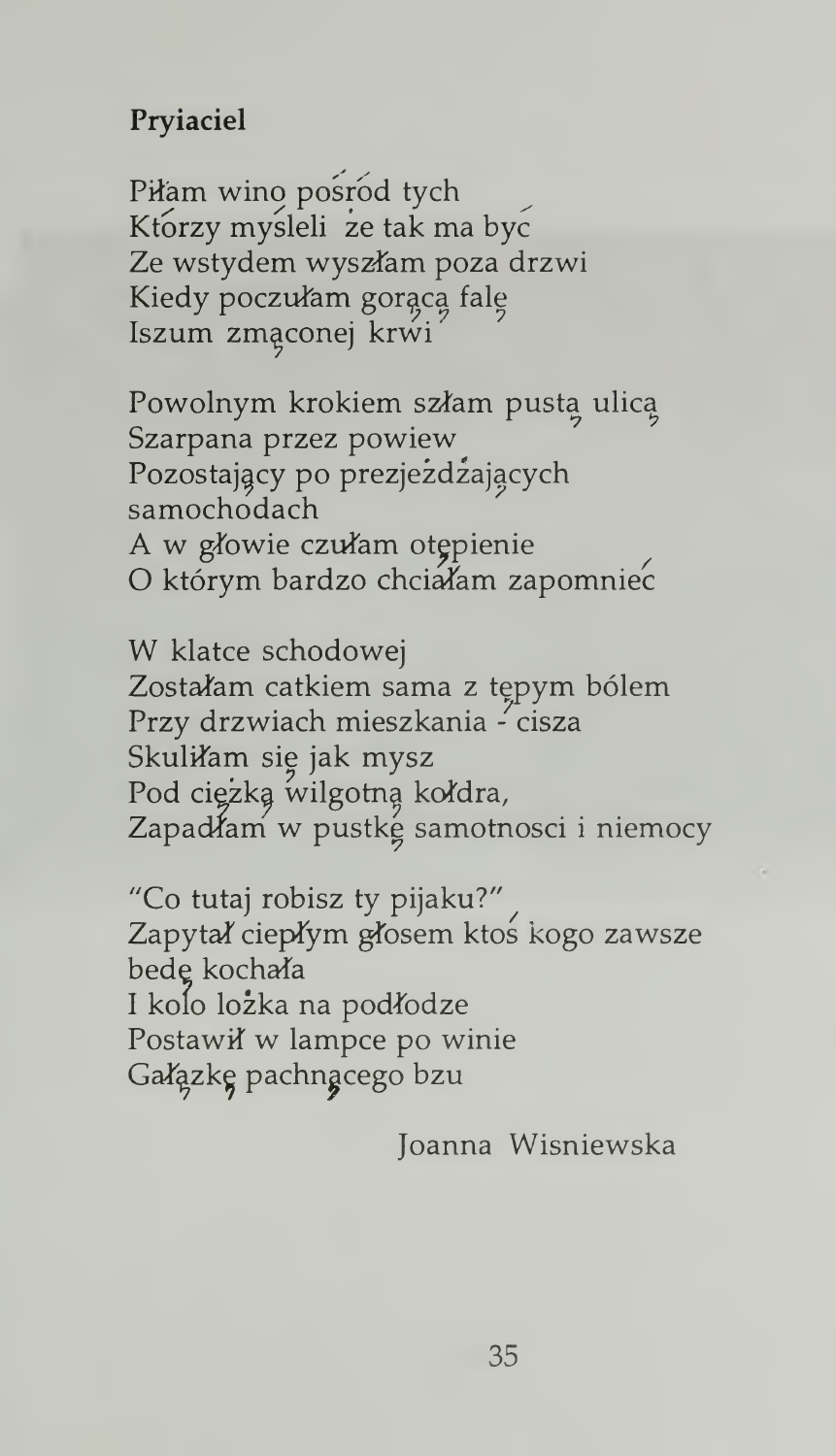**Pryiaciel**

Piłam wino pośród tych
Którzy myśleli że tak ma być
Ze wstydem wyszłam poza drzwi
Kiedy poczułam gorącą falę
Iszum zmąconej krwi

Powolnym krokiem szłam pustą ulicą
Szarpana przez powiew
Pozostający po prezjeżdżających
samochodach
A w głowie czułam otępienie
O którym bardzo chciałam zapomnieć

W klatce schodowej
Zostałam catkiem sama z tępym bólem
Przy drzwiach mieszkania - cisza
Skuliłam się jak mysz
Pod ciężką wilgotną kołdra,
Zapadłam w pustkę samotnosci i niemocy

"Co tutaj robisz ty pijaku?"
Zapytał ciepłym głosem ktoś kogo zawsze
bedę kochała
I koło lożka na podłodze
Postawił w lampce po winie
Gałązkę pachnącego bzu

Joanna Wisniewska